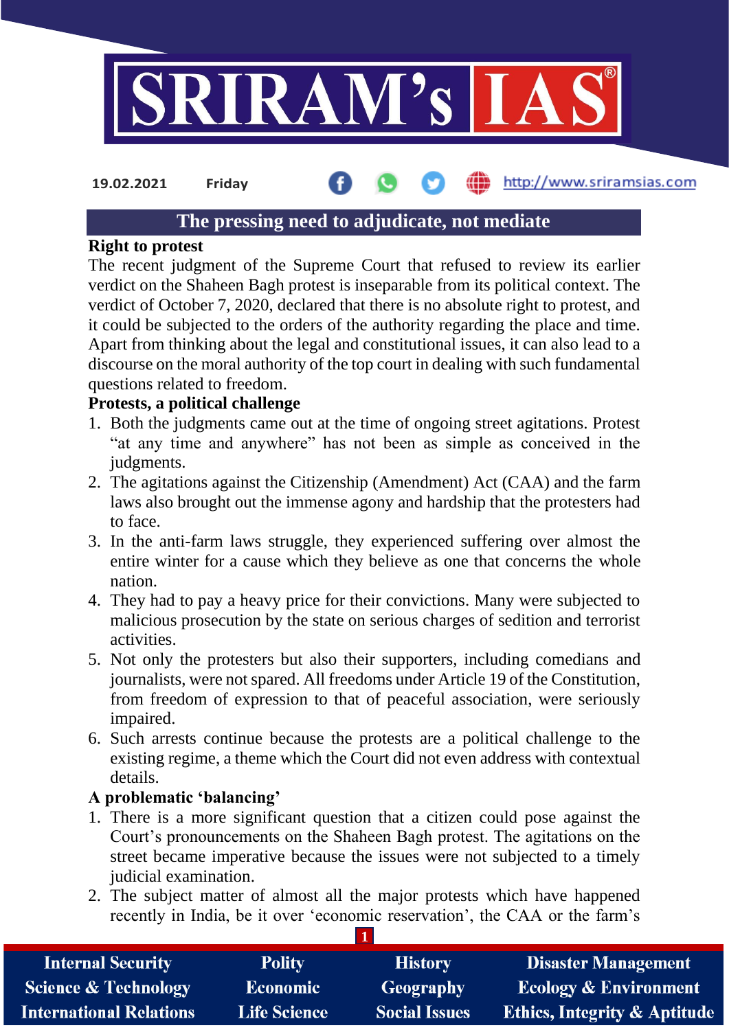19.02.2021 Friday

## The pressing need to adjudicate, not mediate

**Right to protest**

The recent judgment of the Supreme Court that refused to review its earlier verdict on the Shaheen Bagh protest is inseparable from its political context. The verdict of October 7, 2020, declared that there is no absolute right to protest, and it could be subjected to the orders of the authority regarding the place and time. Apart from thinking about the legal and constitutional issues, it can also lead to a discourse on the moral authority of the top court in dealing with such fundamental questions related to freedom.

**Protests, a political challenge**

1. Both the judgments came out at the time of ongoing street agitations. Protest "at any time and anywhere" has not been as simple as conceived in the judgments.
2. The agitations against the Citizenship (Amendment) Act (CAA) and the farm laws also brought out the immense agony and hardship that the protesters had to face.
3. In the anti-farm laws struggle, they experienced suffering over almost the entire winter for a cause which they believe as one that concerns the whole nation.
4. They had to pay a heavy price for their convictions. Many were subjected to malicious prosecution by the state on serious charges of sedition and terrorist activities.
5. Not only the protesters but also their supporters, including comedians and journalists, were not spared. All freedoms under Article 19 of the Constitution, from freedom of expression to that of peaceful association, were seriously impaired.
6. Such arrests continue because the protests are a political challenge to the existing regime, a theme which the Court did not even address with contextual details.

**A problematic 'balancing'**

1. There is a more significant question that a citizen could pose against the Court's pronouncements on the Shaheen Bagh protest. The agitations on the street became imperative because the issues were not subjected to a timely judicial examination.
2. The subject matter of almost all the major protests which have happened recently in India, be it over 'economic reservation', the CAA or the farm's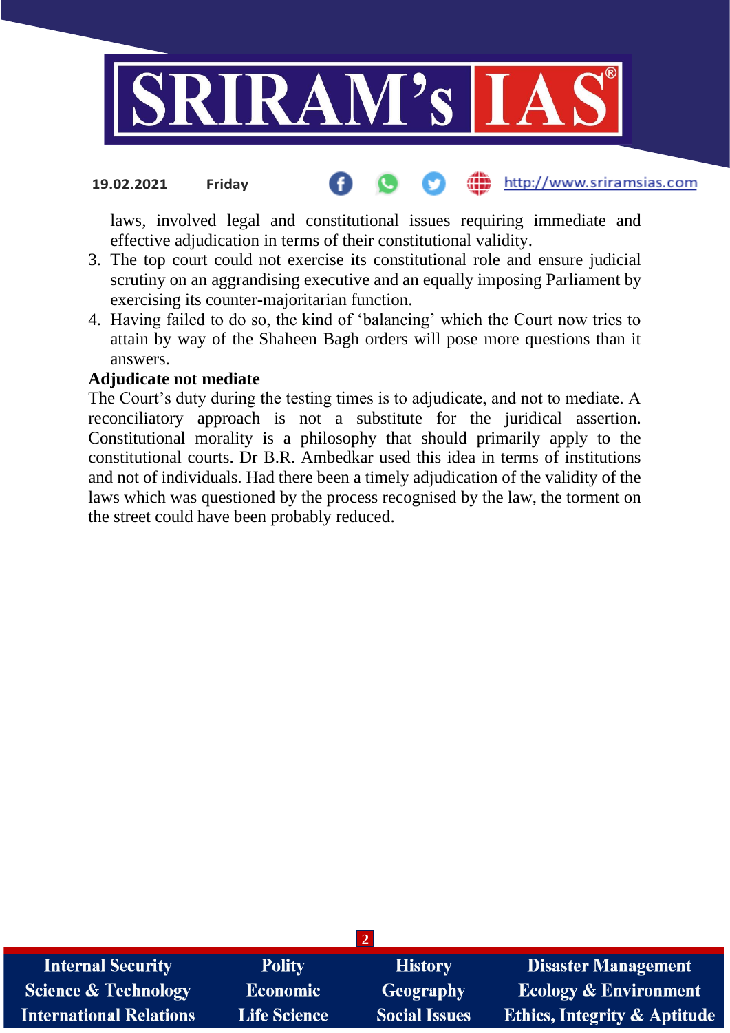laws, involved legal and constitutional issues requiring immediate and effective adjudication in terms of their constitutional validity.

3. The top court could not exercise its constitutional role and ensure judicial scrutiny on an aggrandising executive and an equally imposing Parliament by exercising its counter-majoritarian function.
4. Having failed to do so, the kind of 'balancing' which the Court now tries to attain by way of the Shaheen Bagh orders will pose more questions than it answers.

**Adjudicate not mediate**

The Court's duty during the testing times is to adjudicate, and not to mediate. A reconciliatory approach is not a substitute for the juridical assertion. Constitutional morality is a philosophy that should primarily apply to the constitutional courts. Dr B.R. Ambedkar used this idea in terms of institutions and not of individuals. Had there been a timely adjudication of the validity of the laws which was questioned by the process recognised by the law, the torment on the street could have been probably reduced.